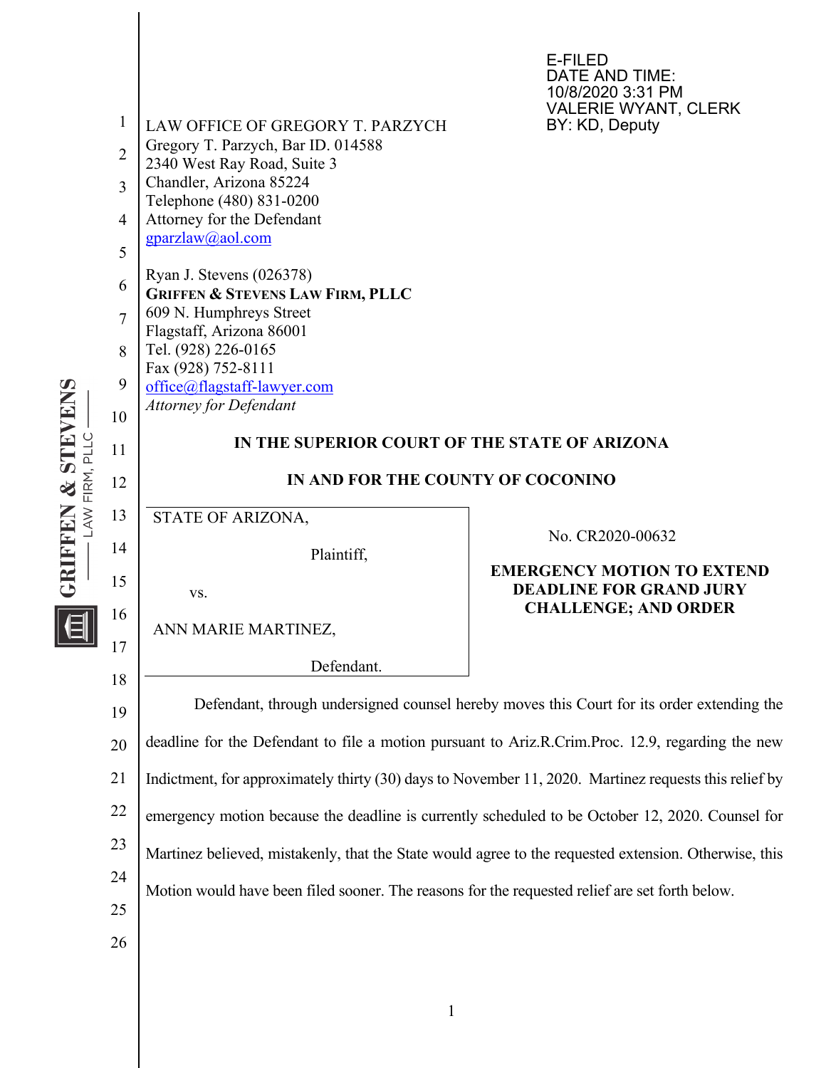E-FILED
DATE AND TIME:
10/8/2020 3:31 PM
VALERIE WYANT, CLERK
BY: KD, Deputy

LAW OFFICE OF GREGORY T. PARZYCH
Gregory T. Parzych, Bar ID. 014588
2340 West Ray Road, Suite 3
Chandler, Arizona 85224
Telephone (480) 831-0200
Attorney for the Defendant
gparzlaw@aol.com

Ryan J. Stevens (026378)
**GRIFFEN & STEVENS LAW FIRM, PLLC**
609 N. Humphreys Street
Flagstaff, Arizona 86001
Tel. (928) 226-0165
Fax (928) 752-8111
office@flagstaff-lawyer.com
*Attorney for Defendant*

**IN THE SUPERIOR COURT OF THE STATE OF ARIZONA**

**IN AND FOR THE COUNTY OF COCONINO**

| | |
|---|---|
| STATE OF ARIZONA,<br>Plaintiff,<br>vs.<br>ANN MARIE MARTINEZ,<br>Defendant. | No. CR2020-00632<br>**EMERGENCY MOTION TO EXTEND DEADLINE FOR GRAND JURY CHALLENGE; AND ORDER** |

Defendant, through undersigned counsel hereby moves this Court for its order extending the deadline for the Defendant to file a motion pursuant to Ariz.R.Crim.Proc. 12.9, regarding the new Indictment, for approximately thirty (30) days to November 11, 2020. Martinez requests this relief by emergency motion because the deadline is currently scheduled to be October 12, 2020. Counsel for Martinez believed, mistakenly, that the State would agree to the requested extension. Otherwise, this Motion would have been filed sooner. The reasons for the requested relief are set forth below.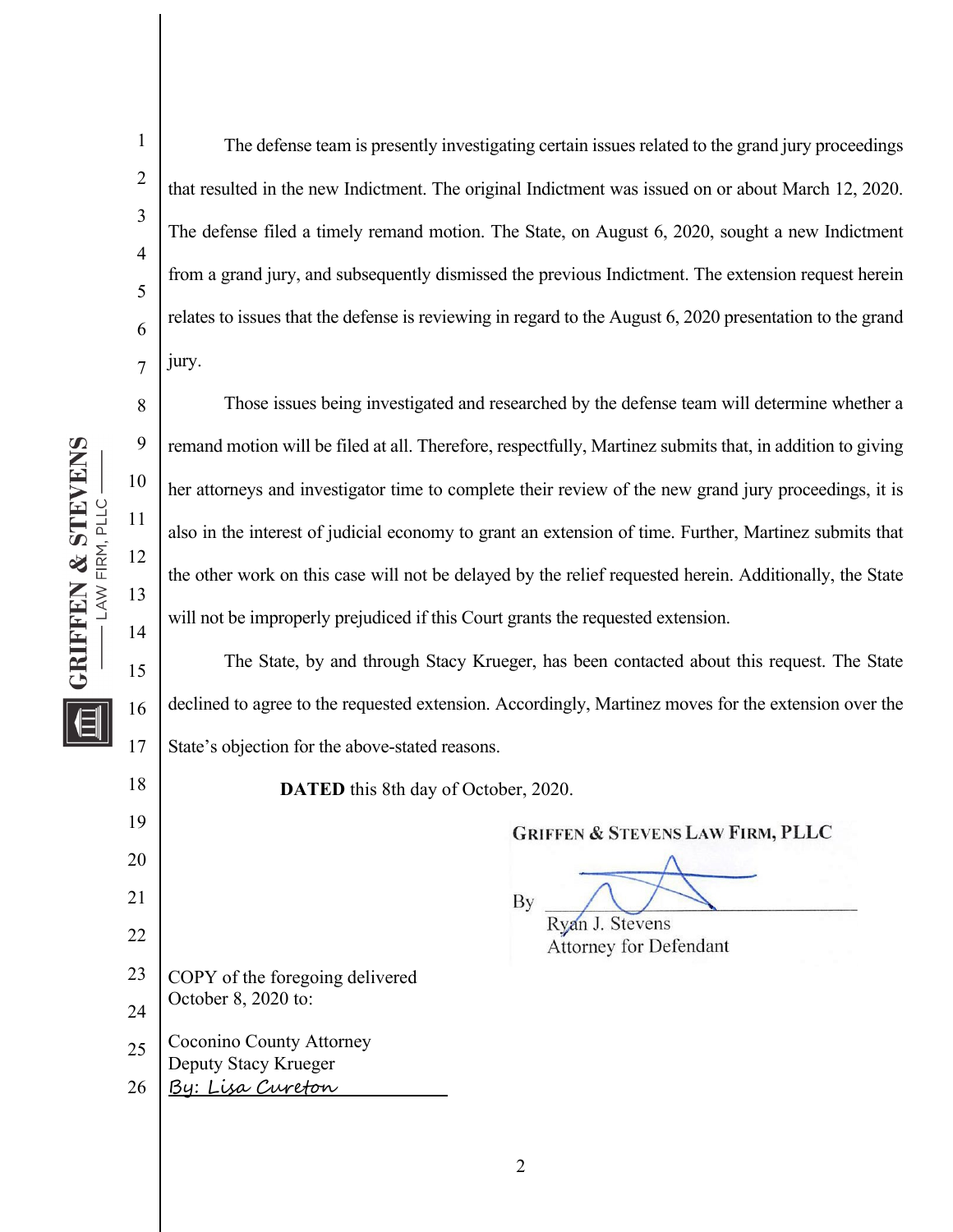The defense team is presently investigating certain issues related to the grand jury proceedings that resulted in the new Indictment. The original Indictment was issued on or about March 12, 2020. The defense filed a timely remand motion. The State, on August 6, 2020, sought a new Indictment from a grand jury, and subsequently dismissed the previous Indictment. The extension request herein relates to issues that the defense is reviewing in regard to the August 6, 2020 presentation to the grand jury.

Those issues being investigated and researched by the defense team will determine whether a remand motion will be filed at all. Therefore, respectfully, Martinez submits that, in addition to giving her attorneys and investigator time to complete their review of the new grand jury proceedings, it is also in the interest of judicial economy to grant an extension of time. Further, Martinez submits that the other work on this case will not be delayed by the relief requested herein. Additionally, the State will not be improperly prejudiced if this Court grants the requested extension.

The State, by and through Stacy Krueger, has been contacted about this request. The State declined to agree to the requested extension. Accordingly, Martinez moves for the extension over the State's objection for the above-stated reasons.

**DATED** this 8th day of October, 2020.

GRIFFEN & STEVENS LAW FIRM, PLLC

By ______________________
Ryan J. Stevens
Attorney for Defendant

COPY of the foregoing delivered
October 8, 2020 to:

Coconino County Attorney
Deputy Stacy Krueger
By: Lisa Cureton